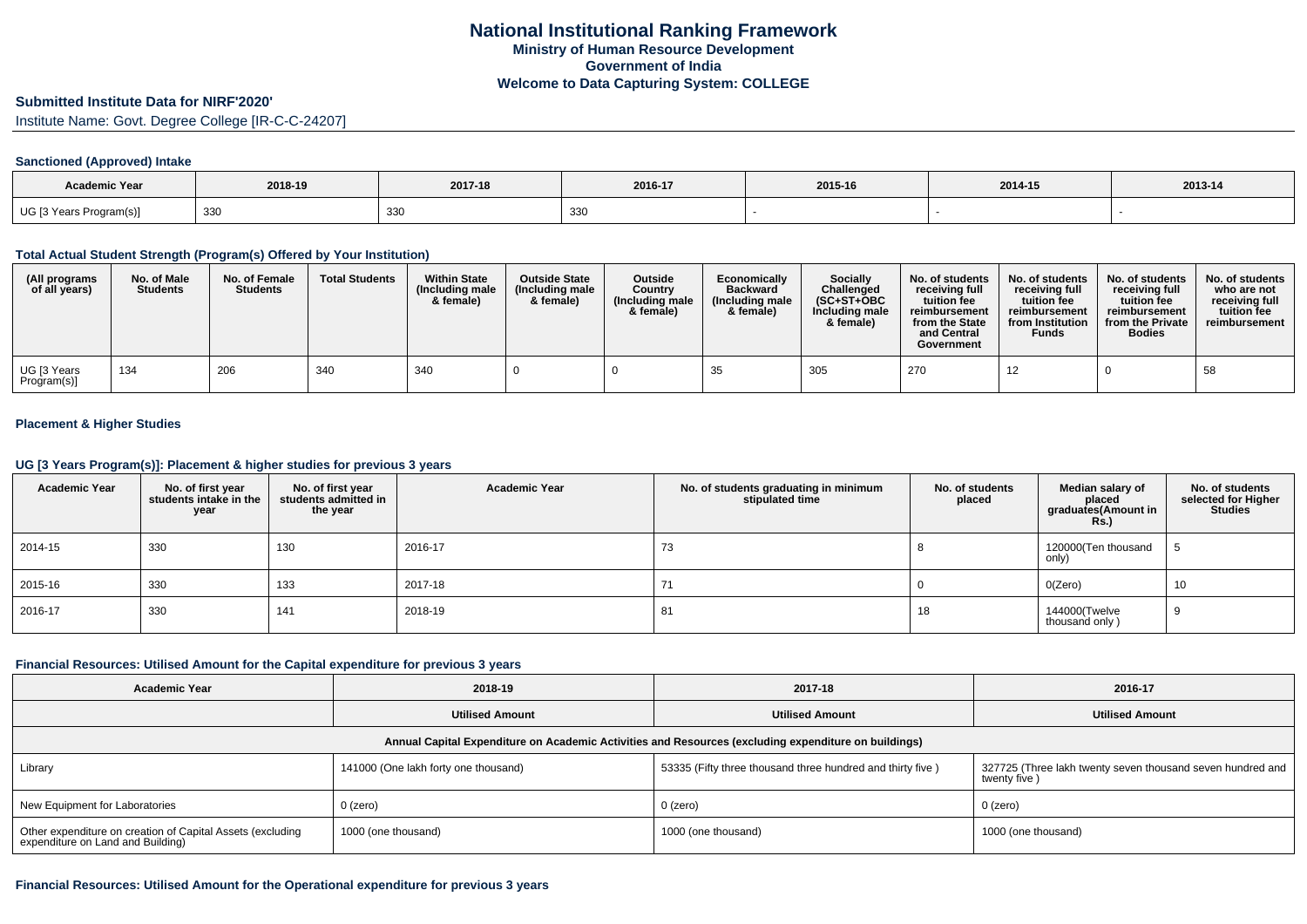# National Institutional Ranking Framework

### Ministry of Human Resource Development

### Government of India

### Welcome to Data Capturing System: COLLEGE

## Submitted Institute Data for NIRF'2020'

Institute Name: Govt. Degree College [IR-C-C-24207]

### Sanctioned (Approved) Intake

| Academic Year | 2018-19 | 2017-18 | 2016-17 | 2015-16 | 2014-15 | 2013-14 |
|---|---|---|---|---|---|---|
| UG [3 Years Program(s)] | 330 | 330 | 330 | - | - | - |

### Total Actual Student Strength (Program(s) Offered by Your Institution)

| (All programs of all years) | No. of Male Students | No. of Female Students | Total Students | Within State (Including male & female) | Outside State (Including male & female) | Outside Country (Including male & female) | Economically Backward (Including male & female) | Socially Challenged (SC+ST+OBC Including male & female) | No. of students receiving full tuition fee reimbursement from the State and Central Government | No. of students receiving full tuition fee reimbursement from Institution Funds | No. of students receiving full tuition fee reimbursement from the Private Bodies | No. of students who are not receiving full tuition fee reimbursement |
|---|---|---|---|---|---|---|---|---|---|---|---|---|
| UG [3 Years Program(s)] | 134 | 206 | 340 | 340 | 0 | 0 | 35 | 305 | 270 | 12 | 0 | 58 |

### Placement & Higher Studies

### UG [3 Years Program(s)]: Placement & higher studies for previous 3 years

| Academic Year | No. of first year students intake in the year | No. of first year students admitted in the year | Academic Year | No. of students graduating in minimum stipulated time | No. of students placed | Median salary of placed graduates(Amount in Rs.) | No. of students selected for Higher Studies |
|---|---|---|---|---|---|---|---|
| 2014-15 | 330 | 130 | 2016-17 | 73 | 8 | 120000(Ten thousand only) | 5 |
| 2015-16 | 330 | 133 | 2017-18 | 71 | 0 | 0(Zero) | 10 |
| 2016-17 | 330 | 141 | 2018-19 | 81 | 18 | 144000(Twelve thousand only ) | 9 |

### Financial Resources: Utilised Amount for the Capital expenditure for previous 3 years

| Academic Year | 2018-19 | 2017-18 | 2016-17 |
|---|---|---|---|
| | Utilised Amount | Utilised Amount | Utilised Amount |
| Annual Capital Expenditure on Academic Activities and Resources (excluding expenditure on buildings) | | | |
| Library | 141000 (One lakh forty one thousand) | 53335 (Fifty three thousand three hundred and thirty five ) | 327725 (Three lakh twenty seven thousand seven hundred and twenty five ) |
| New Equipment for Laboratories | 0 (zero) | 0 (zero) | 0 (zero) |
| Other expenditure on creation of Capital Assets (excluding expenditure on Land and Building) | 1000 (one thousand) | 1000 (one thousand) | 1000 (one thousand) |

### Financial Resources: Utilised Amount for the Operational expenditure for previous 3 years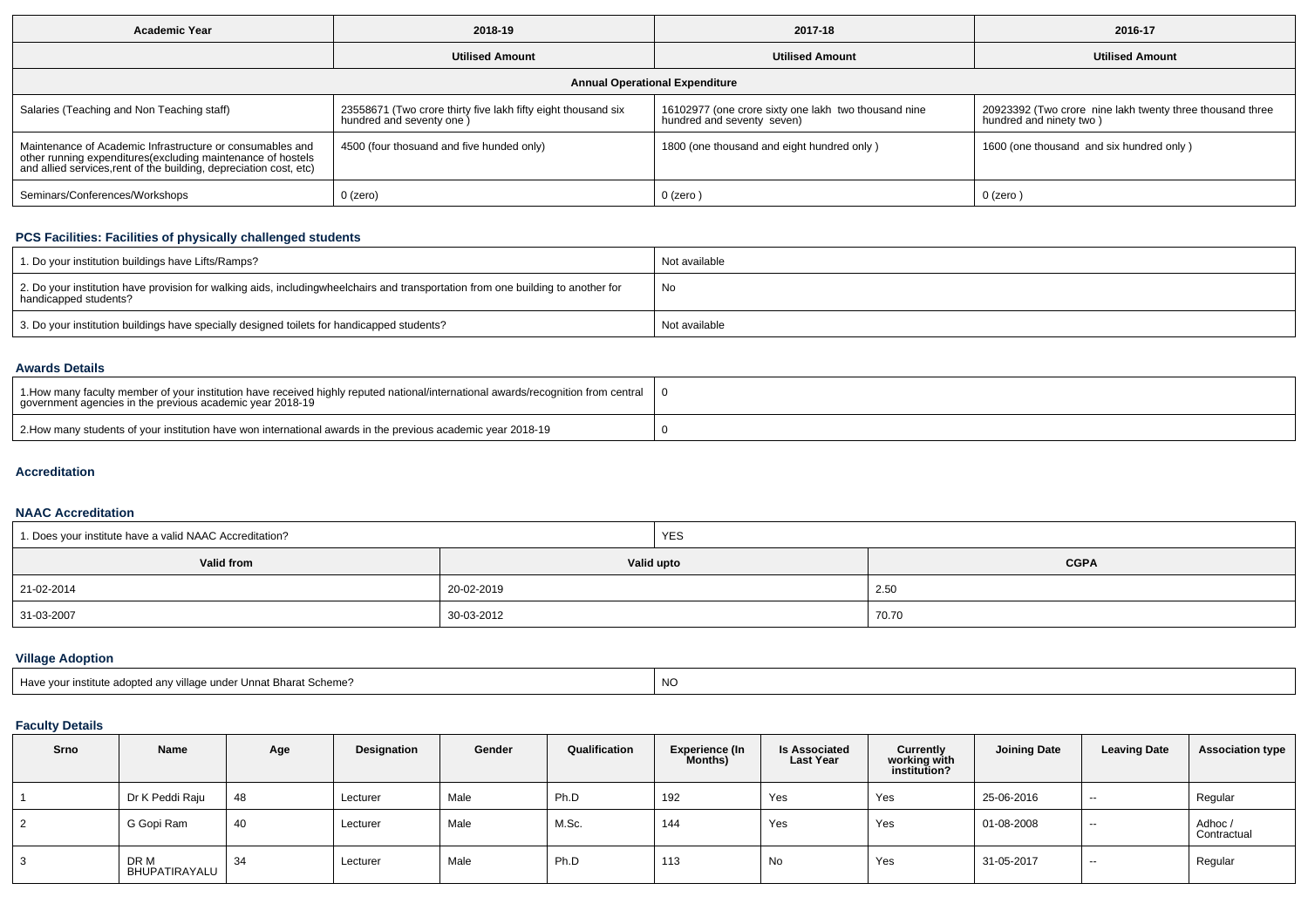| Academic Year | 2018-19 | 2017-18 | 2016-17 |
|---|---|---|---|
| | Utilised Amount | Utilised Amount | Utilised Amount |
| **Annual Operational Expenditure** | | | |
| Salaries (Teaching and Non Teaching staff) | 23558671 (Two crore thirty five lakh fifty eight thousand six hundred and seventy one ) | 16102977 (one crore sixty one lakh two thousand nine hundred and seventy seven) | 20923392 (Two crore nine lakh twenty three thousand three hundred and ninety two ) |
| Maintenance of Academic Infrastructure or consumables and other running expenditures(excluding maintenance of hostels and allied services,rent of the building, depreciation cost, etc) | 4500 (four thosuand and five hunded only) | 1800 (one thousand and eight hundred only ) | 1600 (one thousand and six hundred only ) |
| Seminars/Conferences/Workshops | 0 (zero) | 0 (zero ) | 0 (zero ) |

### PCS Facilities: Facilities of physically challenged students

| | |
|---|---|
| 1. Do your institution buildings have Lifts/Ramps? | Not available |
| 2. Do your institution have provision for walking aids, includingwheelchairs and transportation from one building to another for handicapped students? | No |
| 3. Do your institution buildings have specially designed toilets for handicapped students? | Not available |

### Awards Details

| | |
|---|---|
| 1.How many faculty member of your institution have received highly reputed national/international awards/recognition from central government agencies in the previous academic year 2018-19 | 0 |
| 2.How many students of your institution have won international awards in the previous academic year 2018-19 | 0 |

### Accreditation

### NAAC Accreditation

| 1. Does your institute have a valid NAAC Accreditation? | YES | |
|---|---|---|
| **Valid from** | **Valid upto** | **CGPA** |
| 21-02-2014 | 20-02-2019 | 2.50 |
| 31-03-2007 | 30-03-2012 | 70.70 |

### Village Adoption

| | |
|---|---|
| Have your institute adopted any village under Unnat Bharat Scheme? | NO |

### Faculty Details

| Srno | Name | Age | Designation | Gender | Qualification | Experience (In Months) | Is Associated Last Year | Currently working with institution? | Joining Date | Leaving Date | Association type |
|---|---|---|---|---|---|---|---|---|---|---|---|
| 1 | Dr K Peddi Raju | 48 | Lecturer | Male | Ph.D | 192 | Yes | Yes | 25-06-2016 | -- | Regular |
| 2 | G Gopi Ram | 40 | Lecturer | Male | M.Sc. | 144 | Yes | Yes | 01-08-2008 | -- | Adhoc / Contractual |
| 3 | DR M BHUPATIRAYALU | 34 | Lecturer | Male | Ph.D | 113 | No | Yes | 31-05-2017 | -- | Regular |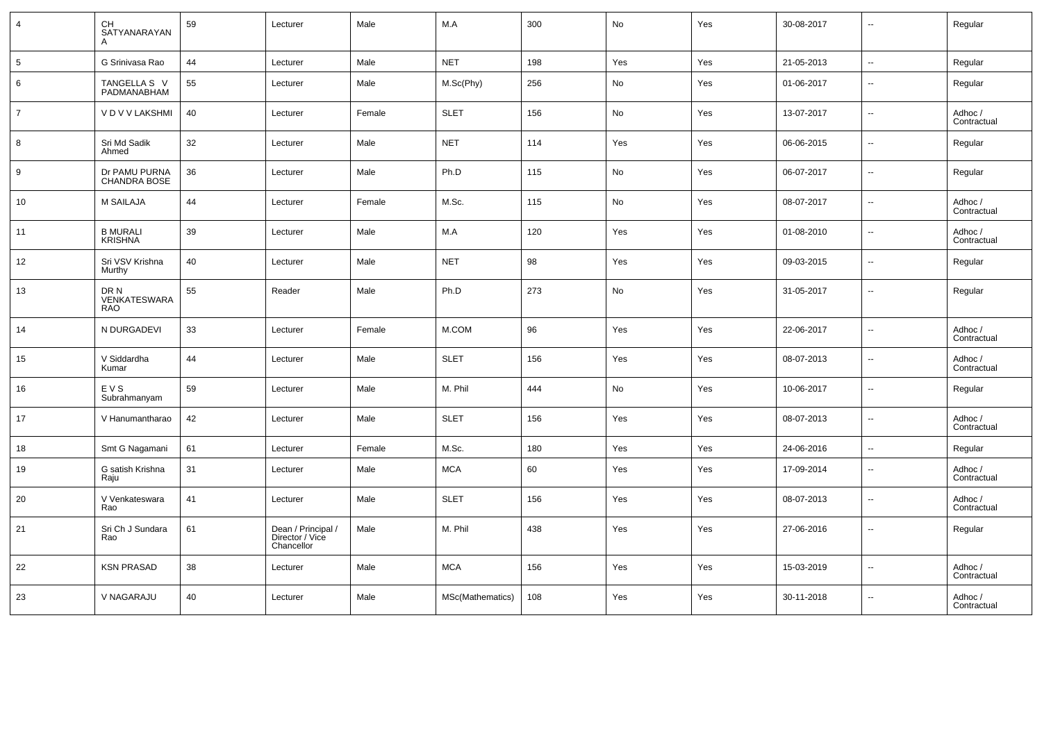| | | | | | | | | | | | |
|---|---|---|---|---|---|---|---|---|---|---|---|
| 4 | CH SATYANARAYANA | 59 | Lecturer | Male | M.A | 300 | No | Yes | 30-08-2017 | -- | Regular |
| 5 | G Srinivasa Rao | 44 | Lecturer | Male | NET | 198 | Yes | Yes | 21-05-2013 | -- | Regular |
| 6 | TANGELLA S V PADMANABHAM | 55 | Lecturer | Male | M.Sc(Phy) | 256 | No | Yes | 01-06-2017 | -- | Regular |
| 7 | V D V V LAKSHMI | 40 | Lecturer | Female | SLET | 156 | No | Yes | 13-07-2017 | -- | Adhoc / Contractual |
| 8 | Sri Md Sadik Ahmed | 32 | Lecturer | Male | NET | 114 | Yes | Yes | 06-06-2015 | -- | Regular |
| 9 | Dr PAMU PURNA CHANDRA BOSE | 36 | Lecturer | Male | Ph.D | 115 | No | Yes | 06-07-2017 | -- | Regular |
| 10 | M SAILAJA | 44 | Lecturer | Female | M.Sc. | 115 | No | Yes | 08-07-2017 | -- | Adhoc / Contractual |
| 11 | B MURALI KRISHNA | 39 | Lecturer | Male | M.A | 120 | Yes | Yes | 01-08-2010 | -- | Adhoc / Contractual |
| 12 | Sri VSV Krishna Murthy | 40 | Lecturer | Male | NET | 98 | Yes | Yes | 09-03-2015 | -- | Regular |
| 13 | DR N VENKATESWARA RAO | 55 | Reader | Male | Ph.D | 273 | No | Yes | 31-05-2017 | -- | Regular |
| 14 | N DURGADEVI | 33 | Lecturer | Female | M.COM | 96 | Yes | Yes | 22-06-2017 | -- | Adhoc / Contractual |
| 15 | V Siddardha Kumar | 44 | Lecturer | Male | SLET | 156 | Yes | Yes | 08-07-2013 | -- | Adhoc / Contractual |
| 16 | E V S Subrahmanyam | 59 | Lecturer | Male | M. Phil | 444 | No | Yes | 10-06-2017 | -- | Regular |
| 17 | V Hanumantharao | 42 | Lecturer | Male | SLET | 156 | Yes | Yes | 08-07-2013 | -- | Adhoc / Contractual |
| 18 | Smt G Nagamani | 61 | Lecturer | Female | M.Sc. | 180 | Yes | Yes | 24-06-2016 | -- | Regular |
| 19 | G satish Krishna Raju | 31 | Lecturer | Male | MCA | 60 | Yes | Yes | 17-09-2014 | -- | Adhoc / Contractual |
| 20 | V Venkateswara Rao | 41 | Lecturer | Male | SLET | 156 | Yes | Yes | 08-07-2013 | -- | Adhoc / Contractual |
| 21 | Sri Ch J Sundara Rao | 61 | Dean / Principal / Director / Vice Chancellor | Male | M. Phil | 438 | Yes | Yes | 27-06-2016 | -- | Regular |
| 22 | KSN PRASAD | 38 | Lecturer | Male | MCA | 156 | Yes | Yes | 15-03-2019 | -- | Adhoc / Contractual |
| 23 | V NAGARAJU | 40 | Lecturer | Male | MSc(Mathematics) | 108 | Yes | Yes | 30-11-2018 | -- | Adhoc / Contractual |